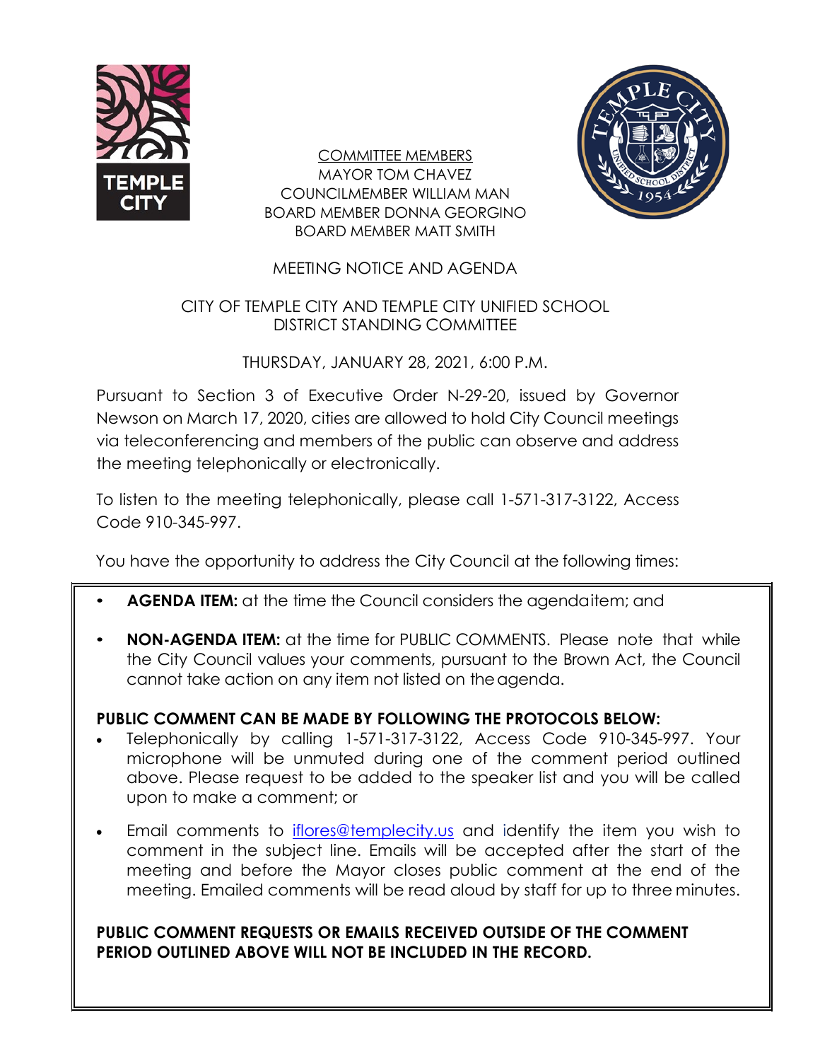COMMITTEE MEMBERS
MAYOR TOM CHAVEZ
COUNCILMEMBER WILLIAM MAN
BOARD MEMBER DONNA GEORGINO
BOARD MEMBER MATT SMITH

MEETING NOTICE AND AGENDA

CITY OF TEMPLE CITY AND TEMPLE CITY UNIFIED SCHOOL DISTRICT STANDING COMMITTEE

THURSDAY, JANUARY 28, 2021, 6:00 P.M.

Pursuant to Section 3 of Executive Order N-29-20, issued by Governor Newson on March 17, 2020, cities are allowed to hold City Council meetings via teleconferencing and members of the public can observe and address the meeting telephonically or electronically.

To listen to the meeting telephonically, please call 1-571-317-3122, Access Code 910-345-997.

You have the opportunity to address the City Council at the following times:

- **AGENDA ITEM:** at the time the Council considers the agenda item; and
- **NON-AGENDA ITEM:** at the time for PUBLIC COMMENTS. Please note that while the City Council values your comments, pursuant to the Brown Act, the Council cannot take action on any item not listed on the agenda.

**PUBLIC COMMENT CAN BE MADE BY FOLLOWING THE PROTOCOLS BELOW:**

- Telephonically by calling 1-571-317-3122, Access Code 910-345-997. Your microphone will be unmuted during one of the comment period outlined above. Please request to be added to the speaker list and you will be called upon to make a comment; or
- Email comments to iflores@templecity.us and identify the item you wish to comment in the subject line. Emails will be accepted after the start of the meeting and before the Mayor closes public comment at the end of the meeting. Emailed comments will be read aloud by staff for up to three minutes.

**PUBLIC COMMENT REQUESTS OR EMAILS RECEIVED OUTSIDE OF THE COMMENT PERIOD OUTLINED ABOVE WILL NOT BE INCLUDED IN THE RECORD.**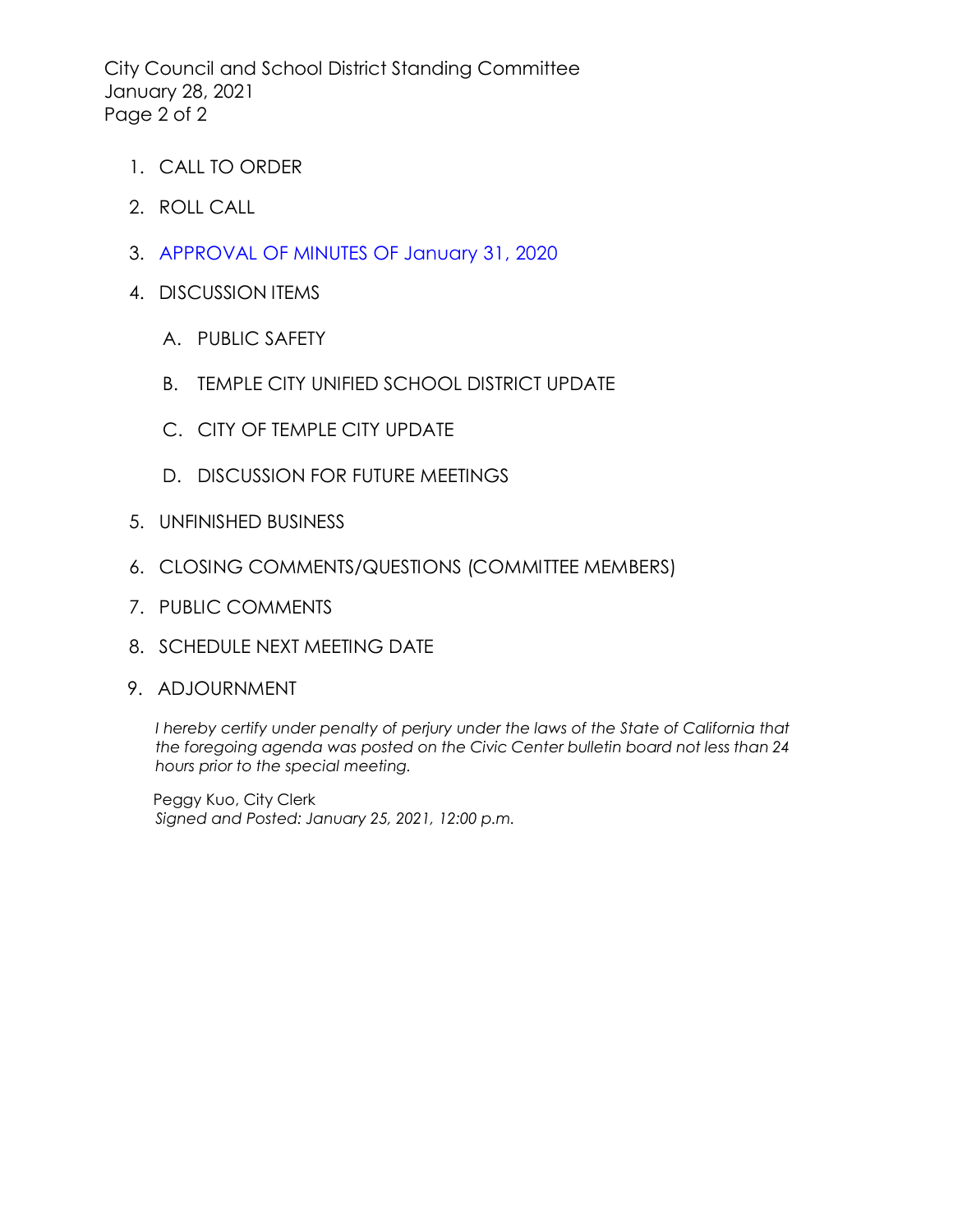1. CALL TO ORDER
2. ROLL CALL
3. APPROVAL OF MINUTES OF January 31, 2020
4. DISCUSSION ITEMS
   A. PUBLIC SAFETY
   B. TEMPLE CITY UNIFIED SCHOOL DISTRICT UPDATE
   C. CITY OF TEMPLE CITY UPDATE
   D. DISCUSSION FOR FUTURE MEETINGS
5. UNFINISHED BUSINESS
6. CLOSING COMMENTS/QUESTIONS (COMMITTEE MEMBERS)
7. PUBLIC COMMENTS
8. SCHEDULE NEXT MEETING DATE
9. ADJOURNMENT

*I hereby certify under penalty of perjury under the laws of the State of California that the foregoing agenda was posted on the Civic Center bulletin board not less than 24 hours prior to the special meeting.*

Peggy Kuo, City Clerk
*Signed and Posted: January 25, 2021, 12:00 p.m.*